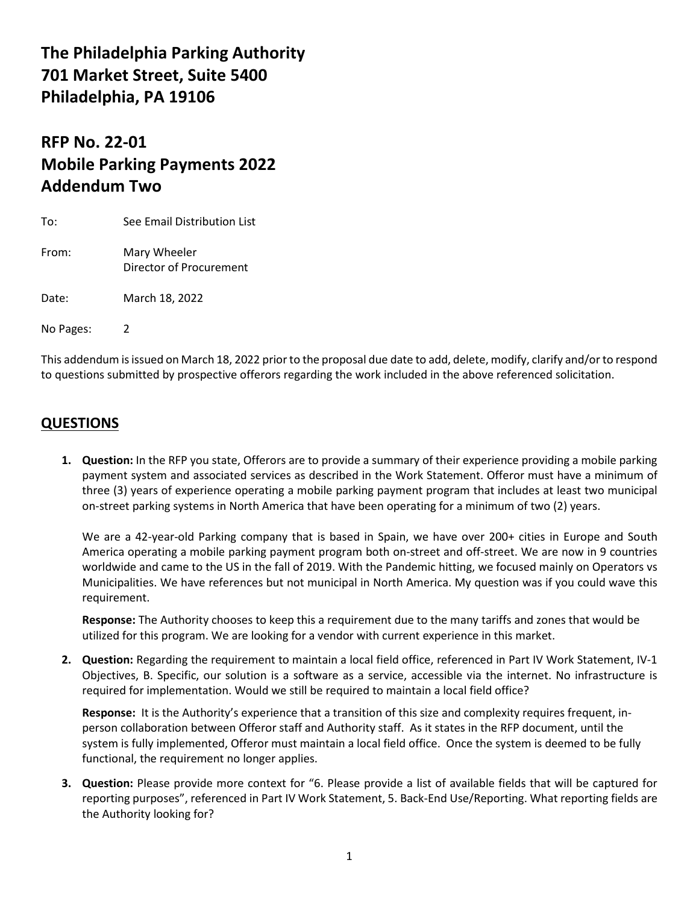# The Philadelphia Parking Authority
# 701 Market Street, Suite 5400
# Philadelphia, PA 19106

## RFP No. 22-01
## Mobile Parking Payments 2022
## Addendum Two

To: See Email Distribution List

From: Mary Wheeler
Director of Procurement

Date: March 18, 2022

No Pages: 2

This addendum is issued on March 18, 2022 prior to the proposal due date to add, delete, modify, clarify and/or to respond to questions submitted by prospective offerors regarding the work included in the above referenced solicitation.

## QUESTIONS

1. **Question:** In the RFP you state, Offerors are to provide a summary of their experience providing a mobile parking payment system and associated services as described in the Work Statement. Offeror must have a minimum of three (3) years of experience operating a mobile parking payment program that includes at least two municipal on-street parking systems in North America that have been operating for a minimum of two (2) years.

   We are a 42-year-old Parking company that is based in Spain, we have over 200+ cities in Europe and South America operating a mobile parking payment program both on-street and off-street. We are now in 9 countries worldwide and came to the US in the fall of 2019. With the Pandemic hitting, we focused mainly on Operators vs Municipalities. We have references but not municipal in North America. My question was if you could wave this requirement.

   **Response:** The Authority chooses to keep this a requirement due to the many tariffs and zones that would be utilized for this program. We are looking for a vendor with current experience in this market.

2. **Question:** Regarding the requirement to maintain a local field office, referenced in Part IV Work Statement, IV-1 Objectives, B. Specific, our solution is a software as a service, accessible via the internet. No infrastructure is required for implementation. Would we still be required to maintain a local field office?

   **Response:** It is the Authority's experience that a transition of this size and complexity requires frequent, in-person collaboration between Offeror staff and Authority staff. As it states in the RFP document, until the system is fully implemented, Offeror must maintain a local field office. Once the system is deemed to be fully functional, the requirement no longer applies.

3. **Question:** Please provide more context for "6. Please provide a list of available fields that will be captured for reporting purposes", referenced in Part IV Work Statement, 5. Back-End Use/Reporting. What reporting fields are the Authority looking for?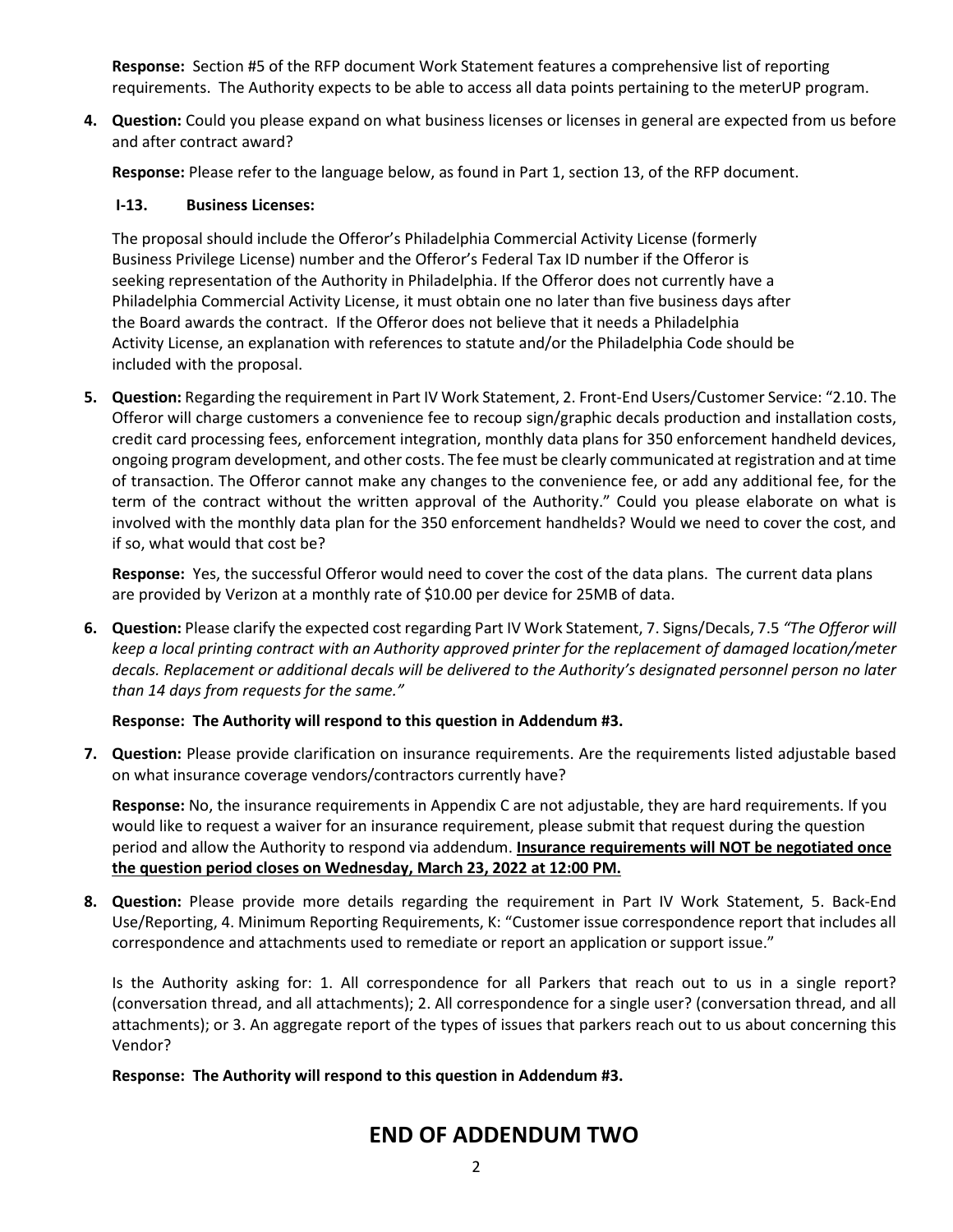**Response:** Section #5 of the RFP document Work Statement features a comprehensive list of reporting requirements. The Authority expects to be able to access all data points pertaining to the meterUP program.

4. **Question:** Could you please expand on what business licenses or licenses in general are expected from us before and after contract award?

   **Response:** Please refer to the language below, as found in Part 1, section 13, of the RFP document.

   **I-13. Business Licenses:**

   The proposal should include the Offeror's Philadelphia Commercial Activity License (formerly Business Privilege License) number and the Offeror's Federal Tax ID number if the Offeror is seeking representation of the Authority in Philadelphia. If the Offeror does not currently have a Philadelphia Commercial Activity License, it must obtain one no later than five business days after the Board awards the contract. If the Offeror does not believe that it needs a Philadelphia Activity License, an explanation with references to statute and/or the Philadelphia Code should be included with the proposal.

5. **Question:** Regarding the requirement in Part IV Work Statement, 2. Front-End Users/Customer Service: "2.10. The Offeror will charge customers a convenience fee to recoup sign/graphic decals production and installation costs, credit card processing fees, enforcement integration, monthly data plans for 350 enforcement handheld devices, ongoing program development, and other costs. The fee must be clearly communicated at registration and at time of transaction. The Offeror cannot make any changes to the convenience fee, or add any additional fee, for the term of the contract without the written approval of the Authority." Could you please elaborate on what is involved with the monthly data plan for the 350 enforcement handhelds? Would we need to cover the cost, and if so, what would that cost be?

   **Response:** Yes, the successful Offeror would need to cover the cost of the data plans. The current data plans are provided by Verizon at a monthly rate of $10.00 per device for 25MB of data.

6. **Question:** Please clarify the expected cost regarding Part IV Work Statement, 7. Signs/Decals, 7.5 *"The Offeror will keep a local printing contract with an Authority approved printer for the replacement of damaged location/meter decals. Replacement or additional decals will be delivered to the Authority's designated personnel person no later than 14 days from requests for the same."*

   **Response: The Authority will respond to this question in Addendum #3.**

7. **Question:** Please provide clarification on insurance requirements. Are the requirements listed adjustable based on what insurance coverage vendors/contractors currently have?

   **Response:** No, the insurance requirements in Appendix C are not adjustable, they are hard requirements. If you would like to request a waiver for an insurance requirement, please submit that request during the question period and allow the Authority to respond via addendum. **Insurance requirements will NOT be negotiated once the question period closes on Wednesday, March 23, 2022 at 12:00 PM.**

8. **Question:** Please provide more details regarding the requirement in Part IV Work Statement, 5. Back-End Use/Reporting, 4. Minimum Reporting Requirements, K: "Customer issue correspondence report that includes all correspondence and attachments used to remediate or report an application or support issue."

   Is the Authority asking for: 1. All correspondence for all Parkers that reach out to us in a single report? (conversation thread, and all attachments); 2. All correspondence for a single user? (conversation thread, and all attachments); or 3. An aggregate report of the types of issues that parkers reach out to us about concerning this Vendor?

   **Response: The Authority will respond to this question in Addendum #3.**

## END OF ADDENDUM TWO